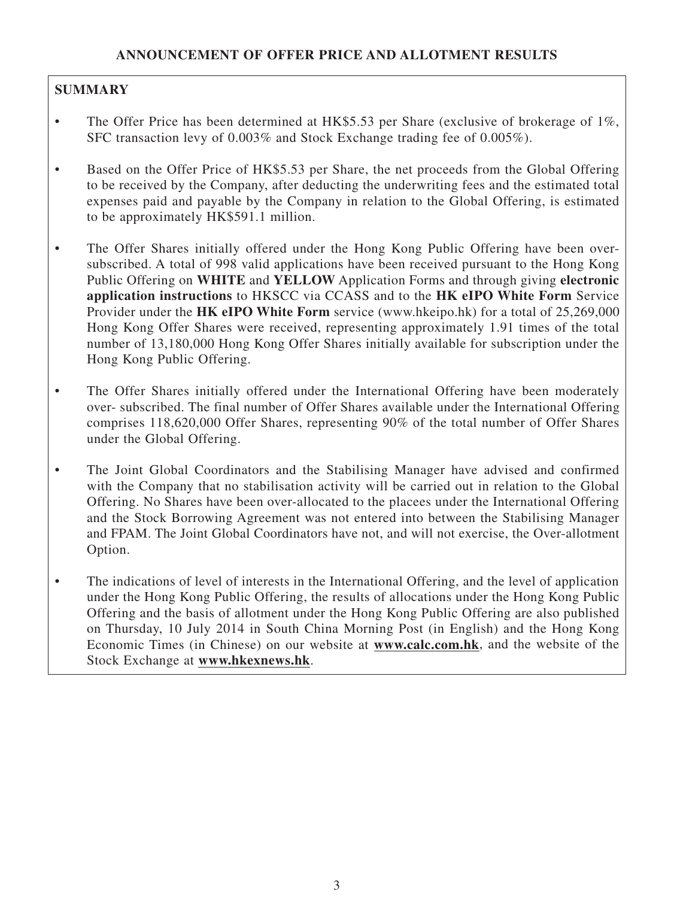## ANNOUNCEMENT OF OFFER PRICE AND ALLOTMENT RESULTS

### SUMMARY

- The Offer Price has been determined at HK$5.53 per Share (exclusive of brokerage of 1%, SFC transaction levy of 0.003% and Stock Exchange trading fee of 0.005%).
- Based on the Offer Price of HK$5.53 per Share, the net proceeds from the Global Offering to be received by the Company, after deducting the underwriting fees and the estimated total expenses paid and payable by the Company in relation to the Global Offering, is estimated to be approximately HK$591.1 million.
- The Offer Shares initially offered under the Hong Kong Public Offering have been over-subscribed. A total of 998 valid applications have been received pursuant to the Hong Kong Public Offering on **WHITE** and **YELLOW** Application Forms and through giving **electronic application instructions** to HKSCC via CCASS and to the **HK eIPO White Form** Service Provider under the **HK eIPO White Form** service (www.hkeipo.hk) for a total of 25,269,000 Hong Kong Offer Shares were received, representing approximately 1.91 times of the total number of 13,180,000 Hong Kong Offer Shares initially available for subscription under the Hong Kong Public Offering.
- The Offer Shares initially offered under the International Offering have been moderately over- subscribed. The final number of Offer Shares available under the International Offering comprises 118,620,000 Offer Shares, representing 90% of the total number of Offer Shares under the Global Offering.
- The Joint Global Coordinators and the Stabilising Manager have advised and confirmed with the Company that no stabilisation activity will be carried out in relation to the Global Offering. No Shares have been over-allocated to the placees under the International Offering and the Stock Borrowing Agreement was not entered into between the Stabilising Manager and FPAM. The Joint Global Coordinators have not, and will not exercise, the Over-allotment Option.
- The indications of level of interests in the International Offering, and the level of application under the Hong Kong Public Offering, the results of allocations under the Hong Kong Public Offering and the basis of allotment under the Hong Kong Public Offering are also published on Thursday, 10 July 2014 in South China Morning Post (in English) and the Hong Kong Economic Times (in Chinese) on our website at **www.calc.com.hk**, and the website of the Stock Exchange at **www.hkexnews.hk**.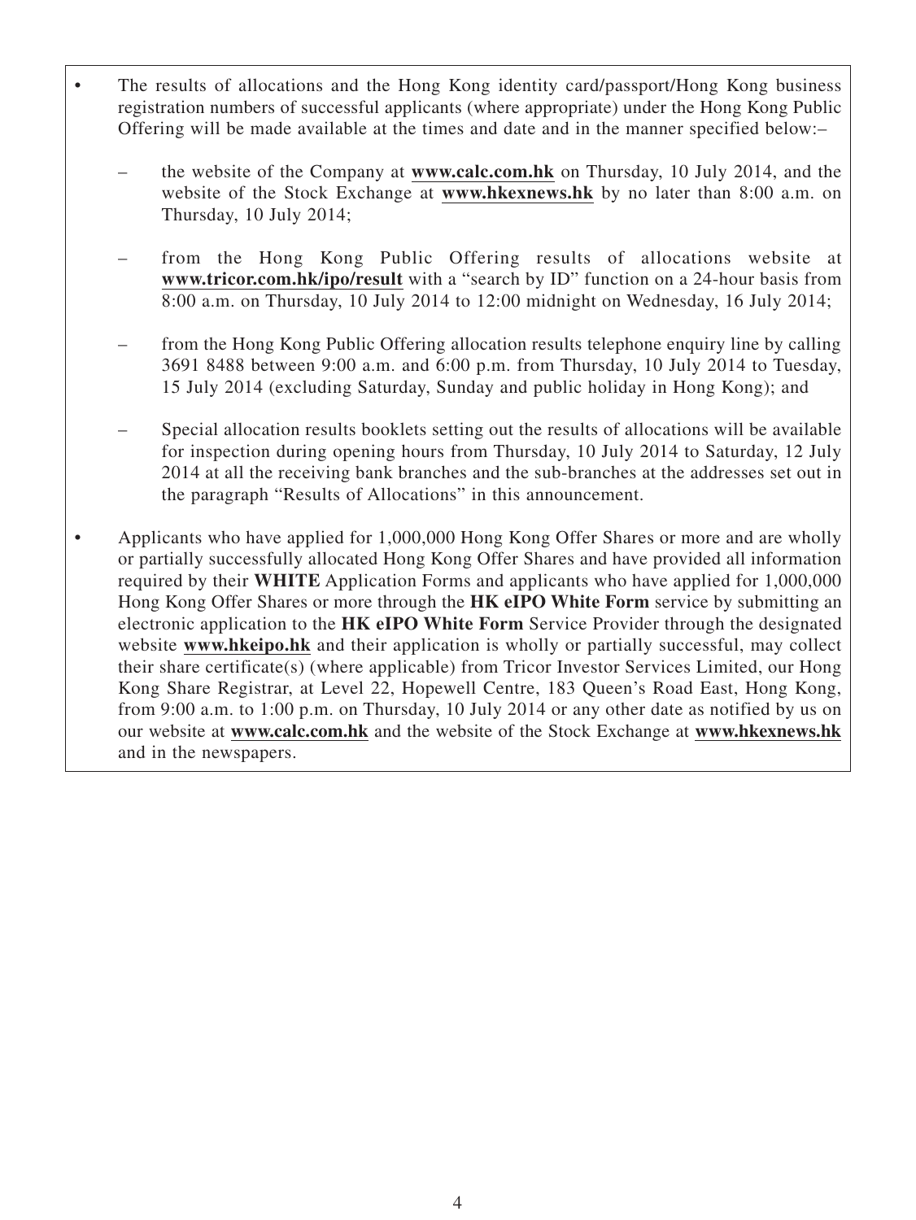- The results of allocations and the Hong Kong identity card/passport/Hong Kong business registration numbers of successful applicants (where appropriate) under the Hong Kong Public Offering will be made available at the times and date and in the manner specified below:–

  – the website of the Company at **www.calc.com.hk** on Thursday, 10 July 2014, and the website of the Stock Exchange at **www.hkexnews.hk** by no later than 8:00 a.m. on Thursday, 10 July 2014;

  – from the Hong Kong Public Offering results of allocations website at **www.tricor.com.hk/ipo/result** with a "search by ID" function on a 24-hour basis from 8:00 a.m. on Thursday, 10 July 2014 to 12:00 midnight on Wednesday, 16 July 2014;

  – from the Hong Kong Public Offering allocation results telephone enquiry line by calling 3691 8488 between 9:00 a.m. and 6:00 p.m. from Thursday, 10 July 2014 to Tuesday, 15 July 2014 (excluding Saturday, Sunday and public holiday in Hong Kong); and

  – Special allocation results booklets setting out the results of allocations will be available for inspection during opening hours from Thursday, 10 July 2014 to Saturday, 12 July 2014 at all the receiving bank branches and the sub-branches at the addresses set out in the paragraph "Results of Allocations" in this announcement.

- Applicants who have applied for 1,000,000 Hong Kong Offer Shares or more and are wholly or partially successfully allocated Hong Kong Offer Shares and have provided all information required by their **WHITE** Application Forms and applicants who have applied for 1,000,000 Hong Kong Offer Shares or more through the **HK eIPO White Form** service by submitting an electronic application to the **HK eIPO White Form** Service Provider through the designated website **www.hkeipo.hk** and their application is wholly or partially successful, may collect their share certificate(s) (where applicable) from Tricor Investor Services Limited, our Hong Kong Share Registrar, at Level 22, Hopewell Centre, 183 Queen's Road East, Hong Kong, from 9:00 a.m. to 1:00 p.m. on Thursday, 10 July 2014 or any other date as notified by us on our website at **www.calc.com.hk** and the website of the Stock Exchange at **www.hkexnews.hk** and in the newspapers.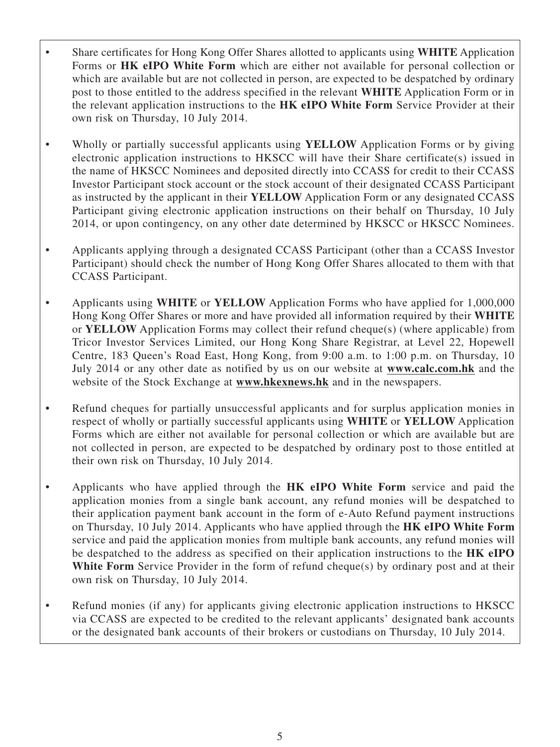- Share certificates for Hong Kong Offer Shares allotted to applicants using **WHITE** Application Forms or **HK eIPO White Form** which are either not available for personal collection or which are available but are not collected in person, are expected to be despatched by ordinary post to those entitled to the address specified in the relevant **WHITE** Application Form or in the relevant application instructions to the **HK eIPO White Form** Service Provider at their own risk on Thursday, 10 July 2014.

- Wholly or partially successful applicants using **YELLOW** Application Forms or by giving electronic application instructions to HKSCC will have their Share certificate(s) issued in the name of HKSCC Nominees and deposited directly into CCASS for credit to their CCASS Investor Participant stock account or the stock account of their designated CCASS Participant as instructed by the applicant in their **YELLOW** Application Form or any designated CCASS Participant giving electronic application instructions on their behalf on Thursday, 10 July 2014, or upon contingency, on any other date determined by HKSCC or HKSCC Nominees.

- Applicants applying through a designated CCASS Participant (other than a CCASS Investor Participant) should check the number of Hong Kong Offer Shares allocated to them with that CCASS Participant.

- Applicants using **WHITE** or **YELLOW** Application Forms who have applied for 1,000,000 Hong Kong Offer Shares or more and have provided all information required by their **WHITE** or **YELLOW** Application Forms may collect their refund cheque(s) (where applicable) from Tricor Investor Services Limited, our Hong Kong Share Registrar, at Level 22, Hopewell Centre, 183 Queen's Road East, Hong Kong, from 9:00 a.m. to 1:00 p.m. on Thursday, 10 July 2014 or any other date as notified by us on our website at **www.calc.com.hk** and the website of the Stock Exchange at **www.hkexnews.hk** and in the newspapers.

- Refund cheques for partially unsuccessful applicants and for surplus application monies in respect of wholly or partially successful applicants using **WHITE** or **YELLOW** Application Forms which are either not available for personal collection or which are available but are not collected in person, are expected to be despatched by ordinary post to those entitled at their own risk on Thursday, 10 July 2014.

- Applicants who have applied through the **HK eIPO White Form** service and paid the application monies from a single bank account, any refund monies will be despatched to their application payment bank account in the form of e-Auto Refund payment instructions on Thursday, 10 July 2014. Applicants who have applied through the **HK eIPO White Form** service and paid the application monies from multiple bank accounts, any refund monies will be despatched to the address as specified on their application instructions to the **HK eIPO White Form** Service Provider in the form of refund cheque(s) by ordinary post and at their own risk on Thursday, 10 July 2014.

- Refund monies (if any) for applicants giving electronic application instructions to HKSCC via CCASS are expected to be credited to the relevant applicants' designated bank accounts or the designated bank accounts of their brokers or custodians on Thursday, 10 July 2014.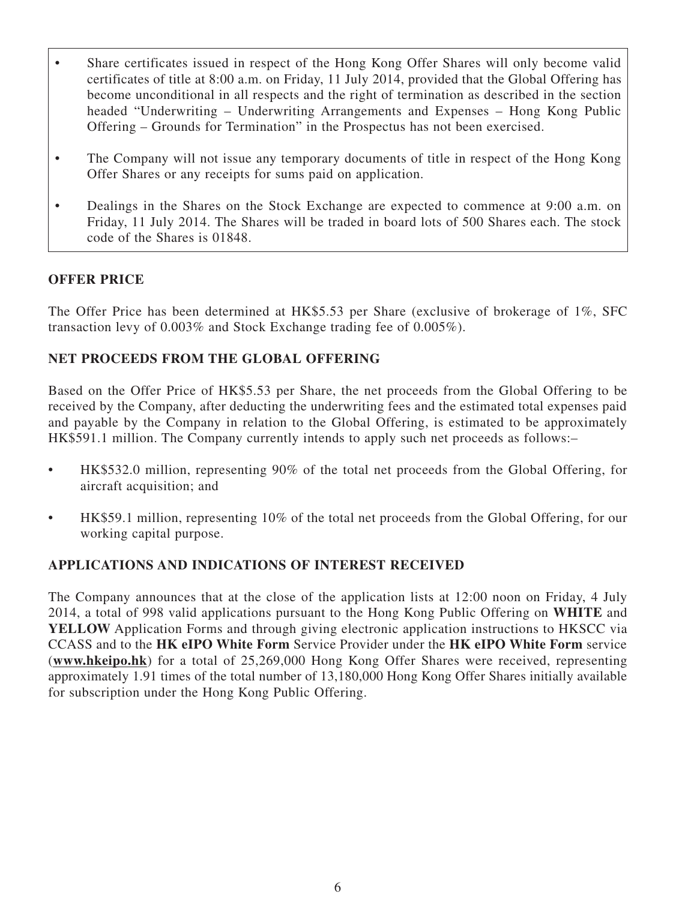- Share certificates issued in respect of the Hong Kong Offer Shares will only become valid certificates of title at 8:00 a.m. on Friday, 11 July 2014, provided that the Global Offering has become unconditional in all respects and the right of termination as described in the section headed "Underwriting – Underwriting Arrangements and Expenses – Hong Kong Public Offering – Grounds for Termination" in the Prospectus has not been exercised.
- The Company will not issue any temporary documents of title in respect of the Hong Kong Offer Shares or any receipts for sums paid on application.
- Dealings in the Shares on the Stock Exchange are expected to commence at 9:00 a.m. on Friday, 11 July 2014. The Shares will be traded in board lots of 500 Shares each. The stock code of the Shares is 01848.

## OFFER PRICE

The Offer Price has been determined at HK$5.53 per Share (exclusive of brokerage of 1%, SFC transaction levy of 0.003% and Stock Exchange trading fee of 0.005%).

## NET PROCEEDS FROM THE GLOBAL OFFERING

Based on the Offer Price of HK$5.53 per Share, the net proceeds from the Global Offering to be received by the Company, after deducting the underwriting fees and the estimated total expenses paid and payable by the Company in relation to the Global Offering, is estimated to be approximately HK$591.1 million. The Company currently intends to apply such net proceeds as follows:–

- HK$532.0 million, representing 90% of the total net proceeds from the Global Offering, for aircraft acquisition; and
- HK$59.1 million, representing 10% of the total net proceeds from the Global Offering, for our working capital purpose.

## APPLICATIONS AND INDICATIONS OF INTEREST RECEIVED

The Company announces that at the close of the application lists at 12:00 noon on Friday, 4 July 2014, a total of 998 valid applications pursuant to the Hong Kong Public Offering on **WHITE** and **YELLOW** Application Forms and through giving electronic application instructions to HKSCC via CCASS and to the **HK eIPO White Form** Service Provider under the **HK eIPO White Form** service (**www.hkeipo.hk**) for a total of 25,269,000 Hong Kong Offer Shares were received, representing approximately 1.91 times of the total number of 13,180,000 Hong Kong Offer Shares initially available for subscription under the Hong Kong Public Offering.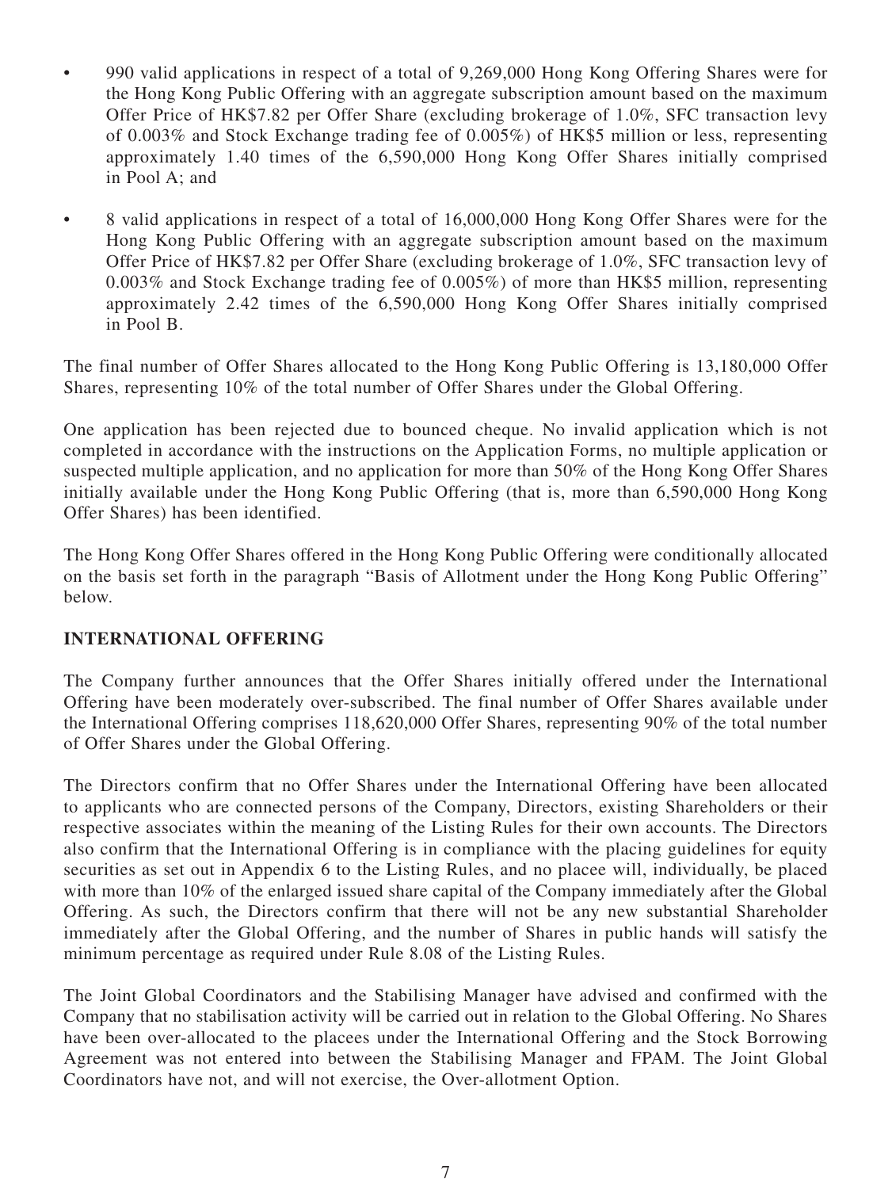- 990 valid applications in respect of a total of 9,269,000 Hong Kong Offering Shares were for the Hong Kong Public Offering with an aggregate subscription amount based on the maximum Offer Price of HK$7.82 per Offer Share (excluding brokerage of 1.0%, SFC transaction levy of 0.003% and Stock Exchange trading fee of 0.005%) of HK$5 million or less, representing approximately 1.40 times of the 6,590,000 Hong Kong Offer Shares initially comprised in Pool A; and
- 8 valid applications in respect of a total of 16,000,000 Hong Kong Offer Shares were for the Hong Kong Public Offering with an aggregate subscription amount based on the maximum Offer Price of HK$7.82 per Offer Share (excluding brokerage of 1.0%, SFC transaction levy of 0.003% and Stock Exchange trading fee of 0.005%) of more than HK$5 million, representing approximately 2.42 times of the 6,590,000 Hong Kong Offer Shares initially comprised in Pool B.

The final number of Offer Shares allocated to the Hong Kong Public Offering is 13,180,000 Offer Shares, representing 10% of the total number of Offer Shares under the Global Offering.

One application has been rejected due to bounced cheque. No invalid application which is not completed in accordance with the instructions on the Application Forms, no multiple application or suspected multiple application, and no application for more than 50% of the Hong Kong Offer Shares initially available under the Hong Kong Public Offering (that is, more than 6,590,000 Hong Kong Offer Shares) has been identified.

The Hong Kong Offer Shares offered in the Hong Kong Public Offering were conditionally allocated on the basis set forth in the paragraph "Basis of Allotment under the Hong Kong Public Offering" below.

## INTERNATIONAL OFFERING

The Company further announces that the Offer Shares initially offered under the International Offering have been moderately over-subscribed. The final number of Offer Shares available under the International Offering comprises 118,620,000 Offer Shares, representing 90% of the total number of Offer Shares under the Global Offering.

The Directors confirm that no Offer Shares under the International Offering have been allocated to applicants who are connected persons of the Company, Directors, existing Shareholders or their respective associates within the meaning of the Listing Rules for their own accounts. The Directors also confirm that the International Offering is in compliance with the placing guidelines for equity securities as set out in Appendix 6 to the Listing Rules, and no placee will, individually, be placed with more than 10% of the enlarged issued share capital of the Company immediately after the Global Offering. As such, the Directors confirm that there will not be any new substantial Shareholder immediately after the Global Offering, and the number of Shares in public hands will satisfy the minimum percentage as required under Rule 8.08 of the Listing Rules.

The Joint Global Coordinators and the Stabilising Manager have advised and confirmed with the Company that no stabilisation activity will be carried out in relation to the Global Offering. No Shares have been over-allocated to the placees under the International Offering and the Stock Borrowing Agreement was not entered into between the Stabilising Manager and FPAM. The Joint Global Coordinators have not, and will not exercise, the Over-allotment Option.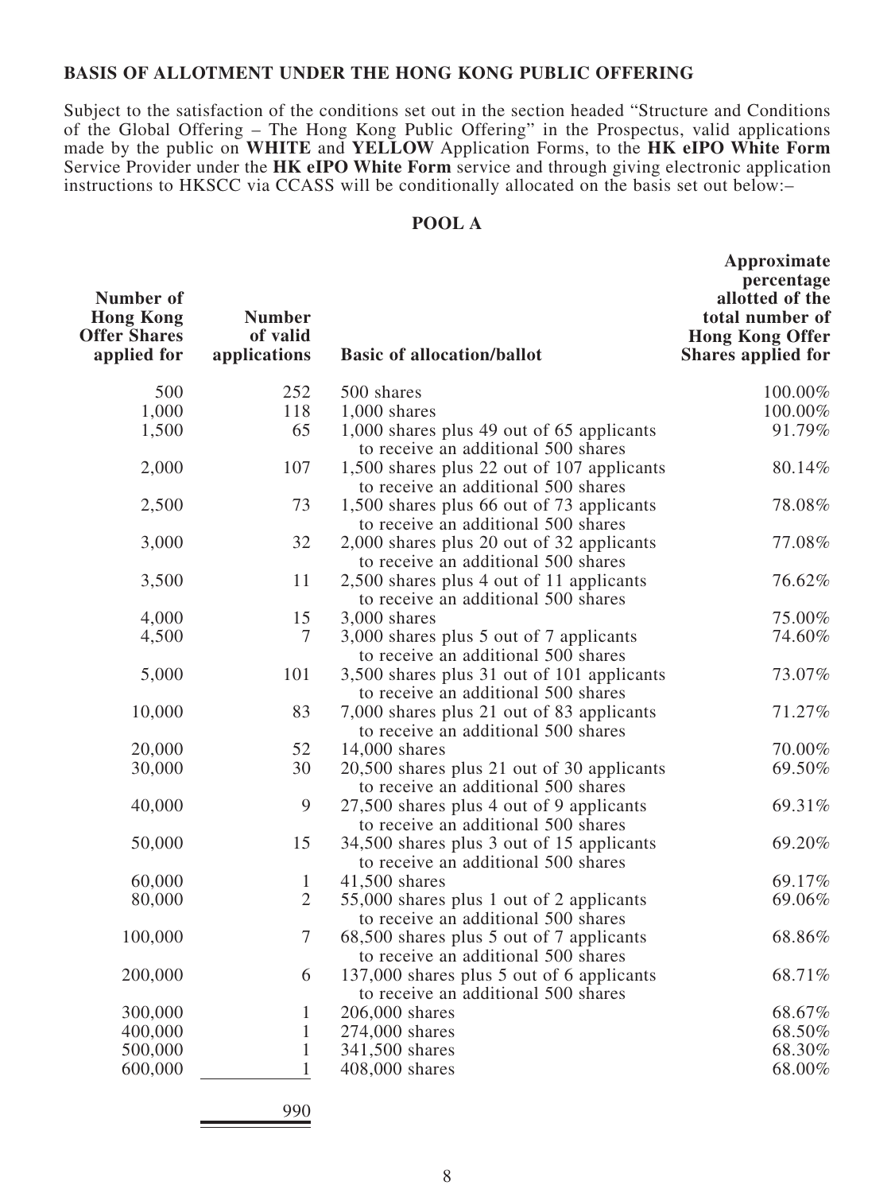**BASIS OF ALLOTMENT UNDER THE HONG KONG PUBLIC OFFERING**

Subject to the satisfaction of the conditions set out in the section headed "Structure and Conditions of the Global Offering – The Hong Kong Public Offering" in the Prospectus, valid applications made by the public on **WHITE** and **YELLOW** Application Forms, to the **HK eIPO White Form** Service Provider under the **HK eIPO White Form** service and through giving electronic application instructions to HKSCC via CCASS will be conditionally allocated on the basis set out below:–

**POOL A**

| Number of Hong Kong Offer Shares applied for | Number of valid applications | Basic of allocation/ballot | Approximate percentage allotted of the total number of Hong Kong Offer Shares applied for |
|---:|---:|---|---:|
| 500 | 252 | 500 shares | 100.00% |
| 1,000 | 118 | 1,000 shares | 100.00% |
| 1,500 | 65 | 1,000 shares plus 49 out of 65 applicants to receive an additional 500 shares | 91.79% |
| 2,000 | 107 | 1,500 shares plus 22 out of 107 applicants to receive an additional 500 shares | 80.14% |
| 2,500 | 73 | 1,500 shares plus 66 out of 73 applicants to receive an additional 500 shares | 78.08% |
| 3,000 | 32 | 2,000 shares plus 20 out of 32 applicants to receive an additional 500 shares | 77.08% |
| 3,500 | 11 | 2,500 shares plus 4 out of 11 applicants to receive an additional 500 shares | 76.62% |
| 4,000 | 15 | 3,000 shares | 75.00% |
| 4,500 | 7 | 3,000 shares plus 5 out of 7 applicants to receive an additional 500 shares | 74.60% |
| 5,000 | 101 | 3,500 shares plus 31 out of 101 applicants to receive an additional 500 shares | 73.07% |
| 10,000 | 83 | 7,000 shares plus 21 out of 83 applicants to receive an additional 500 shares | 71.27% |
| 20,000 | 52 | 14,000 shares | 70.00% |
| 30,000 | 30 | 20,500 shares plus 21 out of 30 applicants to receive an additional 500 shares | 69.50% |
| 40,000 | 9 | 27,500 shares plus 4 out of 9 applicants to receive an additional 500 shares | 69.31% |
| 50,000 | 15 | 34,500 shares plus 3 out of 15 applicants to receive an additional 500 shares | 69.20% |
| 60,000 | 1 | 41,500 shares | 69.17% |
| 80,000 | 2 | 55,000 shares plus 1 out of 2 applicants to receive an additional 500 shares | 69.06% |
| 100,000 | 7 | 68,500 shares plus 5 out of 7 applicants to receive an additional 500 shares | 68.86% |
| 200,000 | 6 | 137,000 shares plus 5 out of 6 applicants to receive an additional 500 shares | 68.71% |
| 300,000 | 1 | 206,000 shares | 68.67% |
| 400,000 | 1 | 274,000 shares | 68.50% |
| 500,000 | 1 | 341,500 shares | 68.30% |
| 600,000 | 1 | 408,000 shares | 68.00% |
| | 990 | | |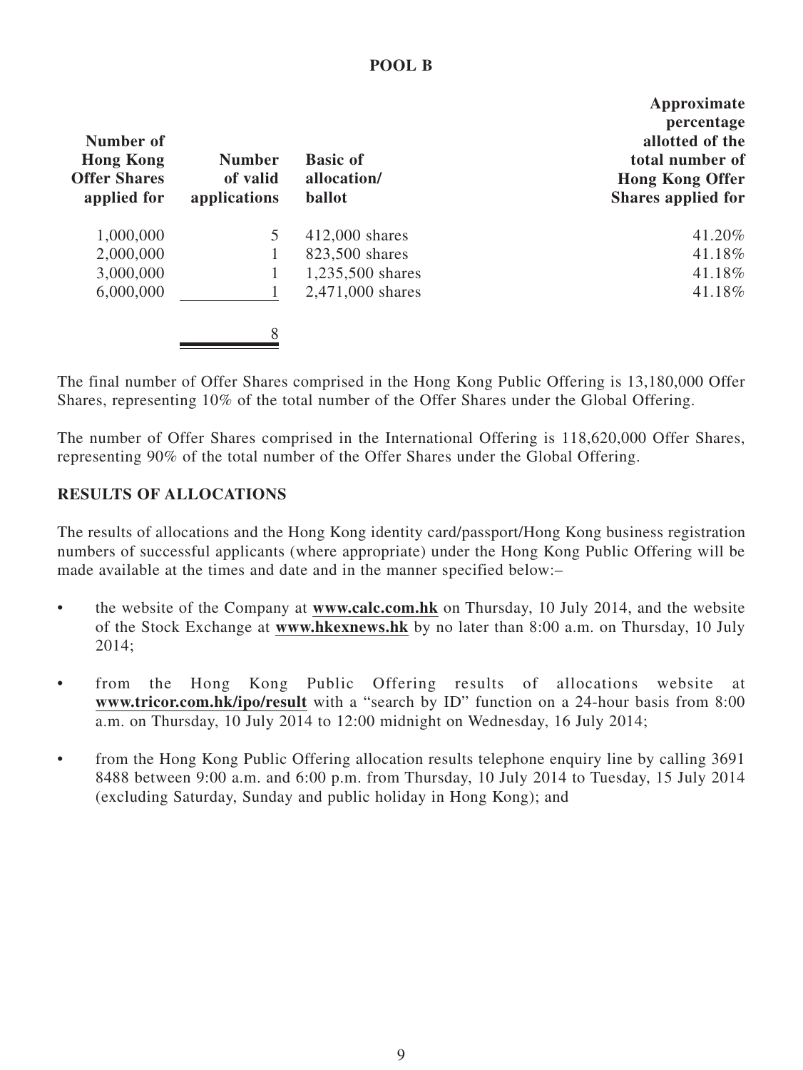**POOL B**

| Number of Hong Kong Offer Shares applied for | Number of valid applications | Basic of allocation/ ballot | Approximate percentage allotted of the total number of Hong Kong Offer Shares applied for |
|---|---|---|---|
| 1,000,000 | 5 | 412,000 shares | 41.20% |
| 2,000,000 | 1 | 823,500 shares | 41.18% |
| 3,000,000 | 1 | 1,235,500 shares | 41.18% |
| 6,000,000 | 1 | 2,471,000 shares | 41.18% |
| | 8 | | |

The final number of Offer Shares comprised in the Hong Kong Public Offering is 13,180,000 Offer Shares, representing 10% of the total number of the Offer Shares under the Global Offering.

The number of Offer Shares comprised in the International Offering is 118,620,000 Offer Shares, representing 90% of the total number of the Offer Shares under the Global Offering.

**RESULTS OF ALLOCATIONS**

The results of allocations and the Hong Kong identity card/passport/Hong Kong business registration numbers of successful applicants (where appropriate) under the Hong Kong Public Offering will be made available at the times and date and in the manner specified below:–

- the website of the Company at **www.calc.com.hk** on Thursday, 10 July 2014, and the website of the Stock Exchange at **www.hkexnews.hk** by no later than 8:00 a.m. on Thursday, 10 July 2014;
- from the Hong Kong Public Offering results of allocations website at **www.tricor.com.hk/ipo/result** with a "search by ID" function on a 24-hour basis from 8:00 a.m. on Thursday, 10 July 2014 to 12:00 midnight on Wednesday, 16 July 2014;
- from the Hong Kong Public Offering allocation results telephone enquiry line by calling 3691 8488 between 9:00 a.m. and 6:00 p.m. from Thursday, 10 July 2014 to Tuesday, 15 July 2014 (excluding Saturday, Sunday and public holiday in Hong Kong); and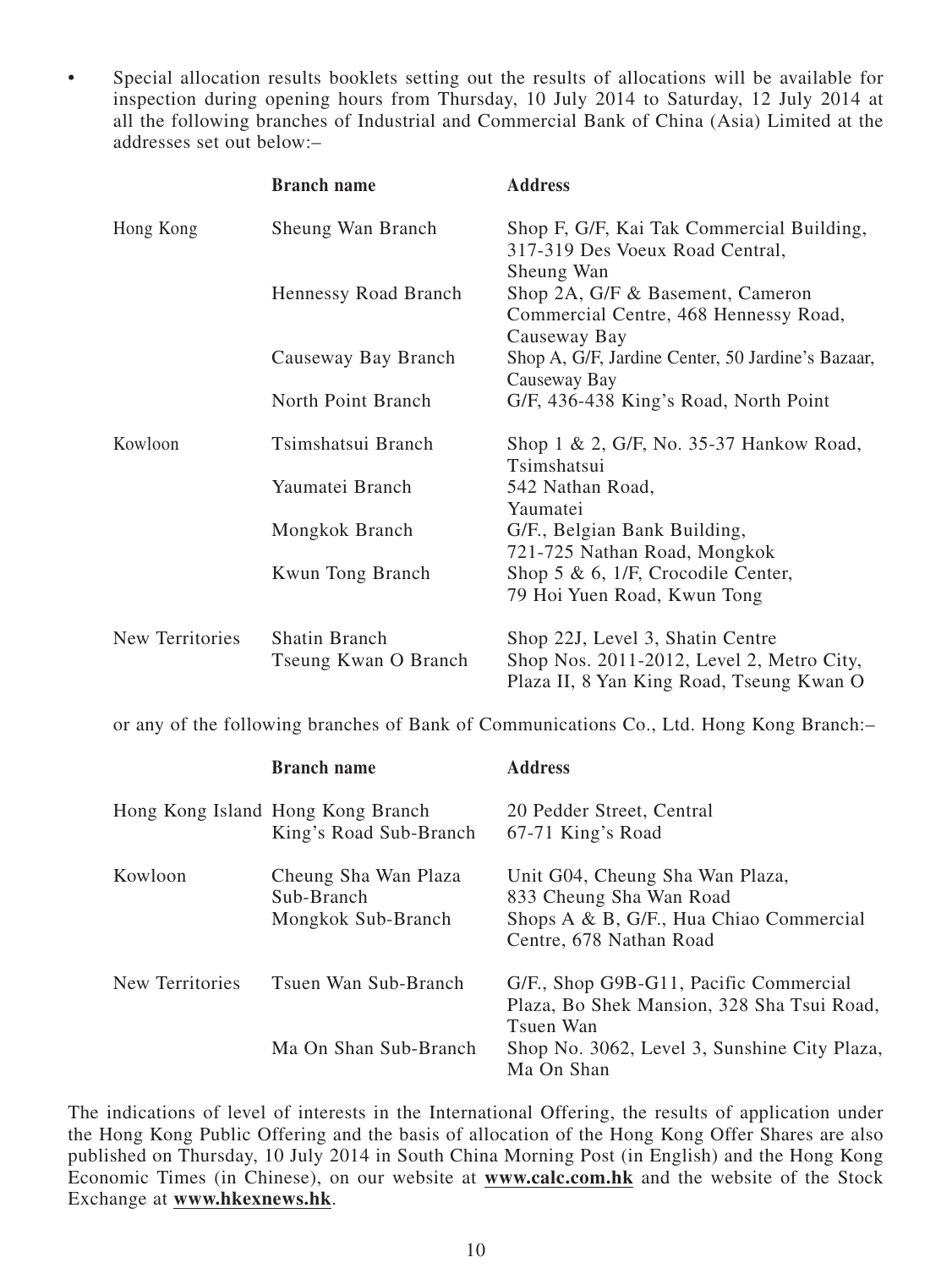- Special allocation results booklets setting out the results of allocations will be available for inspection during opening hours from Thursday, 10 July 2014 to Saturday, 12 July 2014 at all the following branches of Industrial and Commercial Bank of China (Asia) Limited at the addresses set out below:–

| | **Branch name** | **Address** |
|---|---|---|
| Hong Kong | Sheung Wan Branch | Shop F, G/F, Kai Tak Commercial Building, 317-319 Des Voeux Road Central, Sheung Wan |
| | Hennessy Road Branch | Shop 2A, G/F & Basement, Cameron Commercial Centre, 468 Hennessy Road, Causeway Bay |
| | Causeway Bay Branch | Shop A, G/F, Jardine Center, 50 Jardine's Bazaar, Causeway Bay |
| | North Point Branch | G/F, 436-438 King's Road, North Point |
| Kowloon | Tsimshatsui Branch | Shop 1 & 2, G/F, No. 35-37 Hankow Road, Tsimshatsui |
| | Yaumatei Branch | 542 Nathan Road, Yaumatei |
| | Mongkok Branch | G/F., Belgian Bank Building, 721-725 Nathan Road, Mongkok |
| | Kwun Tong Branch | Shop 5 & 6, 1/F, Crocodile Center, 79 Hoi Yuen Road, Kwun Tong |
| New Territories | Shatin Branch | Shop 22J, Level 3, Shatin Centre |
| | Tseung Kwan O Branch | Shop Nos. 2011-2012, Level 2, Metro City, Plaza II, 8 Yan King Road, Tseung Kwan O |

or any of the following branches of Bank of Communications Co., Ltd. Hong Kong Branch:–

| | **Branch name** | **Address** |
|---|---|---|
| Hong Kong Island | Hong Kong Branch | 20 Pedder Street, Central |
| | King's Road Sub-Branch | 67-71 King's Road |
| Kowloon | Cheung Sha Wan Plaza Sub-Branch | Unit G04, Cheung Sha Wan Plaza, 833 Cheung Sha Wan Road |
| | Mongkok Sub-Branch | Shops A & B, G/F., Hua Chiao Commercial Centre, 678 Nathan Road |
| New Territories | Tsuen Wan Sub-Branch | G/F., Shop G9B-G11, Pacific Commercial Plaza, Bo Shek Mansion, 328 Sha Tsui Road, Tsuen Wan |
| | Ma On Shan Sub-Branch | Shop No. 3062, Level 3, Sunshine City Plaza, Ma On Shan |

The indications of level of interests in the International Offering, the results of application under the Hong Kong Public Offering and the basis of allocation of the Hong Kong Offer Shares are also published on Thursday, 10 July 2014 in South China Morning Post (in English) and the Hong Kong Economic Times (in Chinese), on our website at **www.calc.com.hk** and the website of the Stock Exchange at **www.hkexnews.hk**.